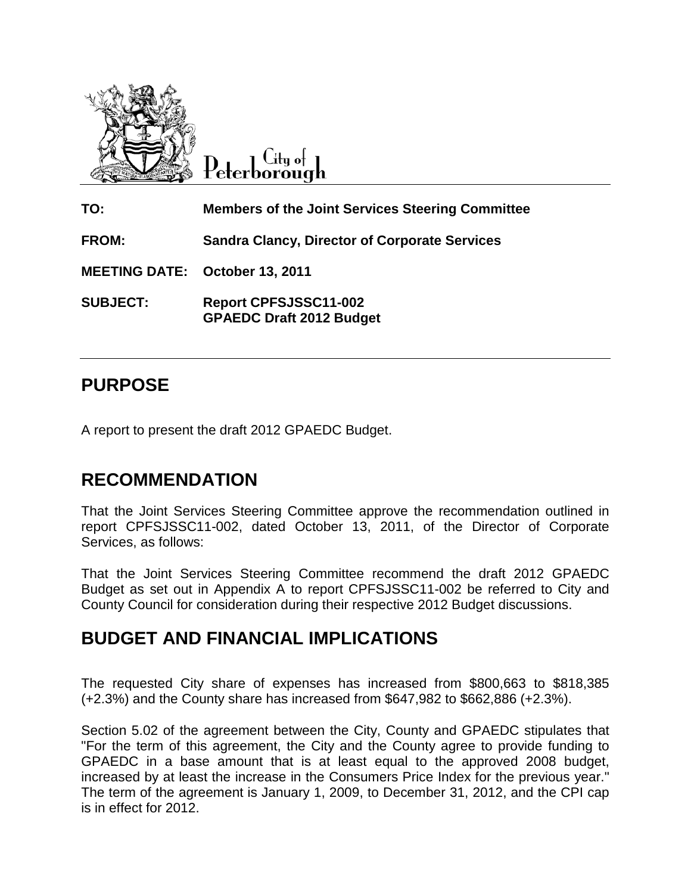City of Peterborough

**TO:** Members of the Joint Services Steering Committee

**FROM:** Sandra Clancy, Director of Corporate Services

**MEETING DATE:** October 13, 2011

**SUBJECT:** Report CPFSJSSC11-002
GPAEDC Draft 2012 Budget

## PURPOSE

A report to present the draft 2012 GPAEDC Budget.

## RECOMMENDATION

That the Joint Services Steering Committee approve the recommendation outlined in report CPFSJSSC11-002, dated October 13, 2011, of the Director of Corporate Services, as follows:

That the Joint Services Steering Committee recommend the draft 2012 GPAEDC Budget as set out in Appendix A to report CPFSJSSC11-002 be referred to City and County Council for consideration during their respective 2012 Budget discussions.

## BUDGET AND FINANCIAL IMPLICATIONS

The requested City share of expenses has increased from $800,663 to $818,385 (+2.3%) and the County share has increased from $647,982 to $662,886 (+2.3%).

Section 5.02 of the agreement between the City, County and GPAEDC stipulates that "For the term of this agreement, the City and the County agree to provide funding to GPAEDC in a base amount that is at least equal to the approved 2008 budget, increased by at least the increase in the Consumers Price Index for the previous year." The term of the agreement is January 1, 2009, to December 31, 2012, and the CPI cap is in effect for 2012.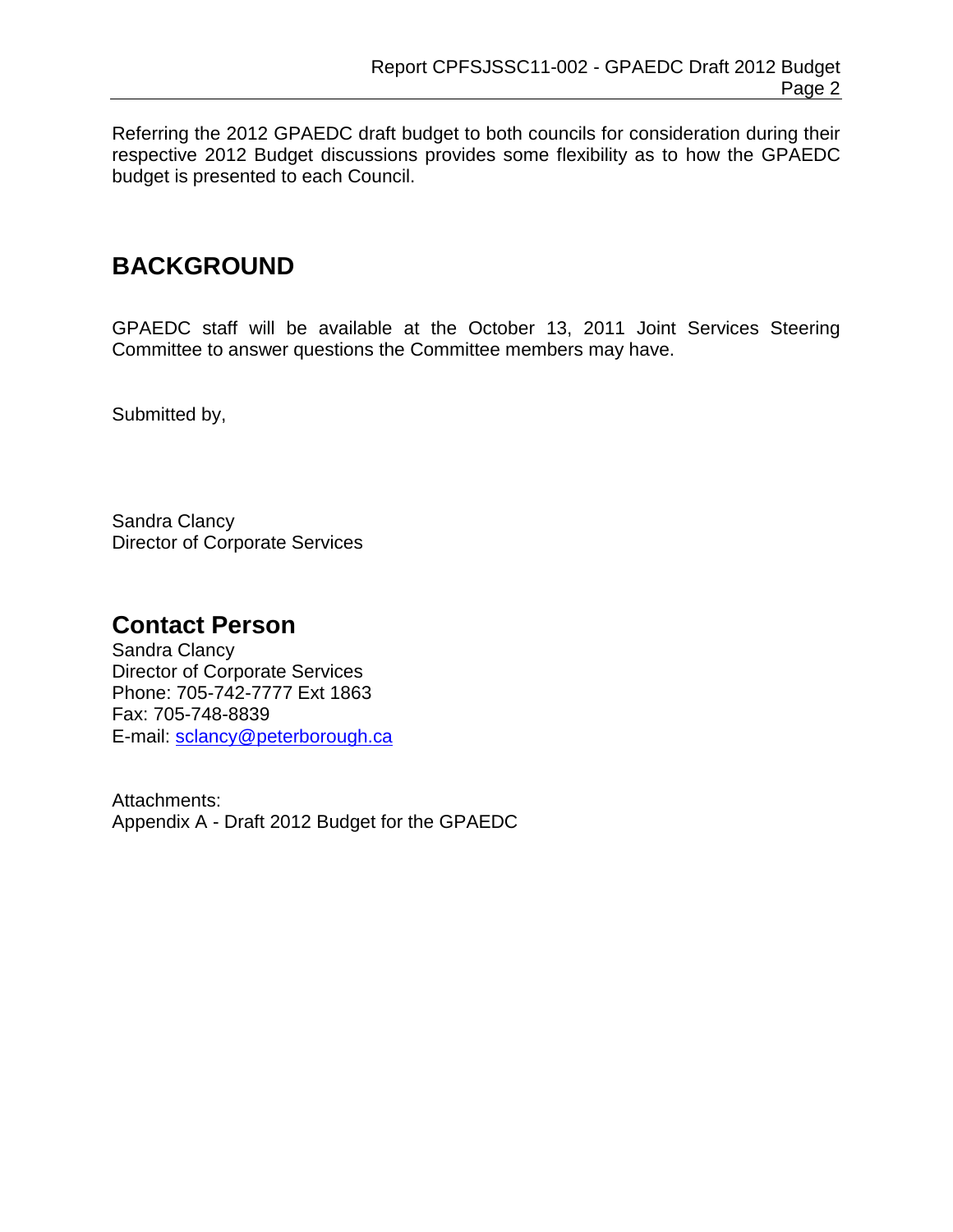Referring the 2012 GPAEDC draft budget to both councils for consideration during their respective 2012 Budget discussions provides some flexibility as to how the GPAEDC budget is presented to each Council.

## BACKGROUND

GPAEDC staff will be available at the October 13, 2011 Joint Services Steering Committee to answer questions the Committee members may have.

Submitted by,

Sandra Clancy
Director of Corporate Services

## Contact Person

Sandra Clancy
Director of Corporate Services
Phone: 705-742-7777 Ext 1863
Fax: 705-748-8839
E-mail: sclancy@peterborough.ca

Attachments:
Appendix A - Draft 2012 Budget for the GPAEDC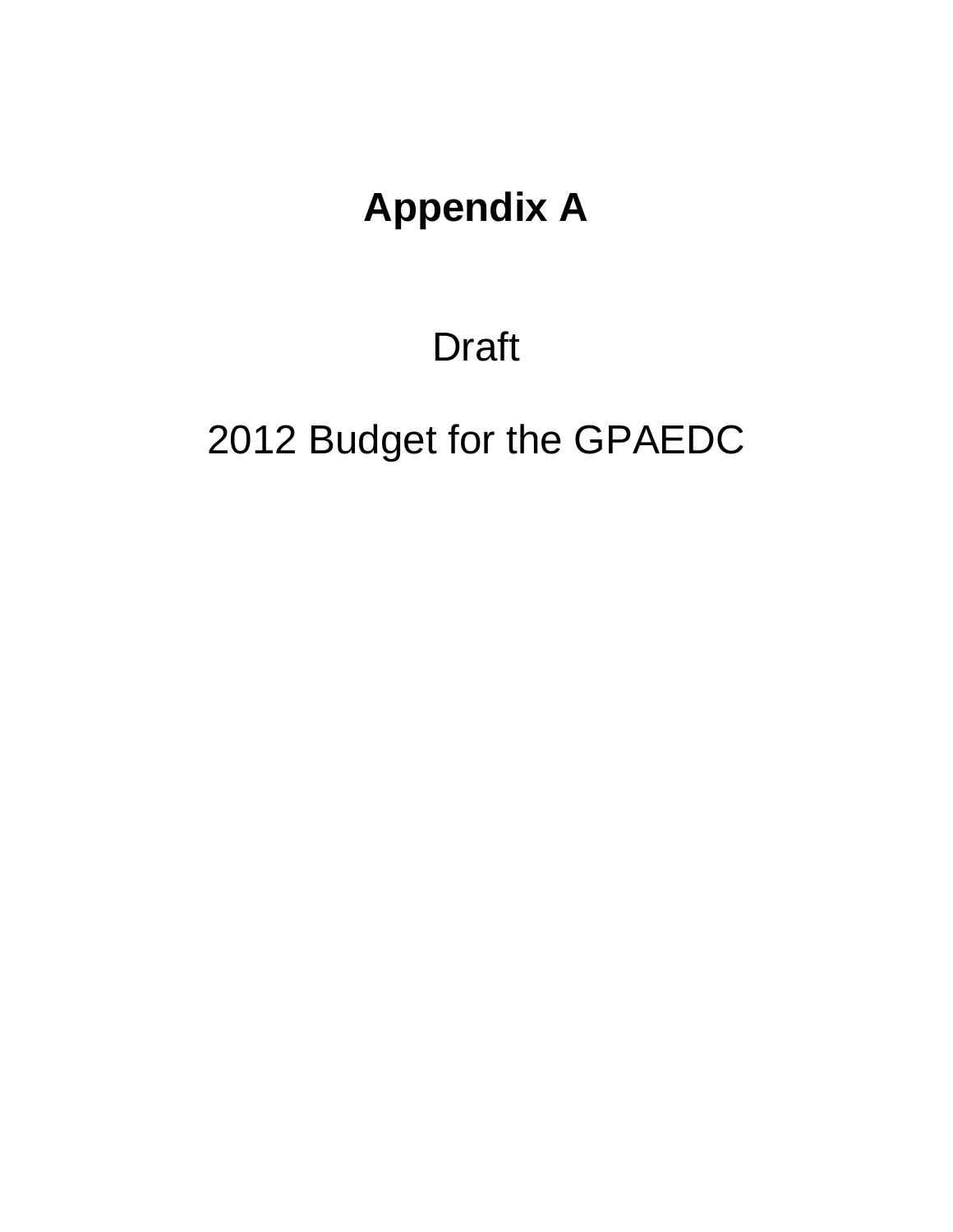# Appendix A

Draft

2012 Budget for the GPAEDC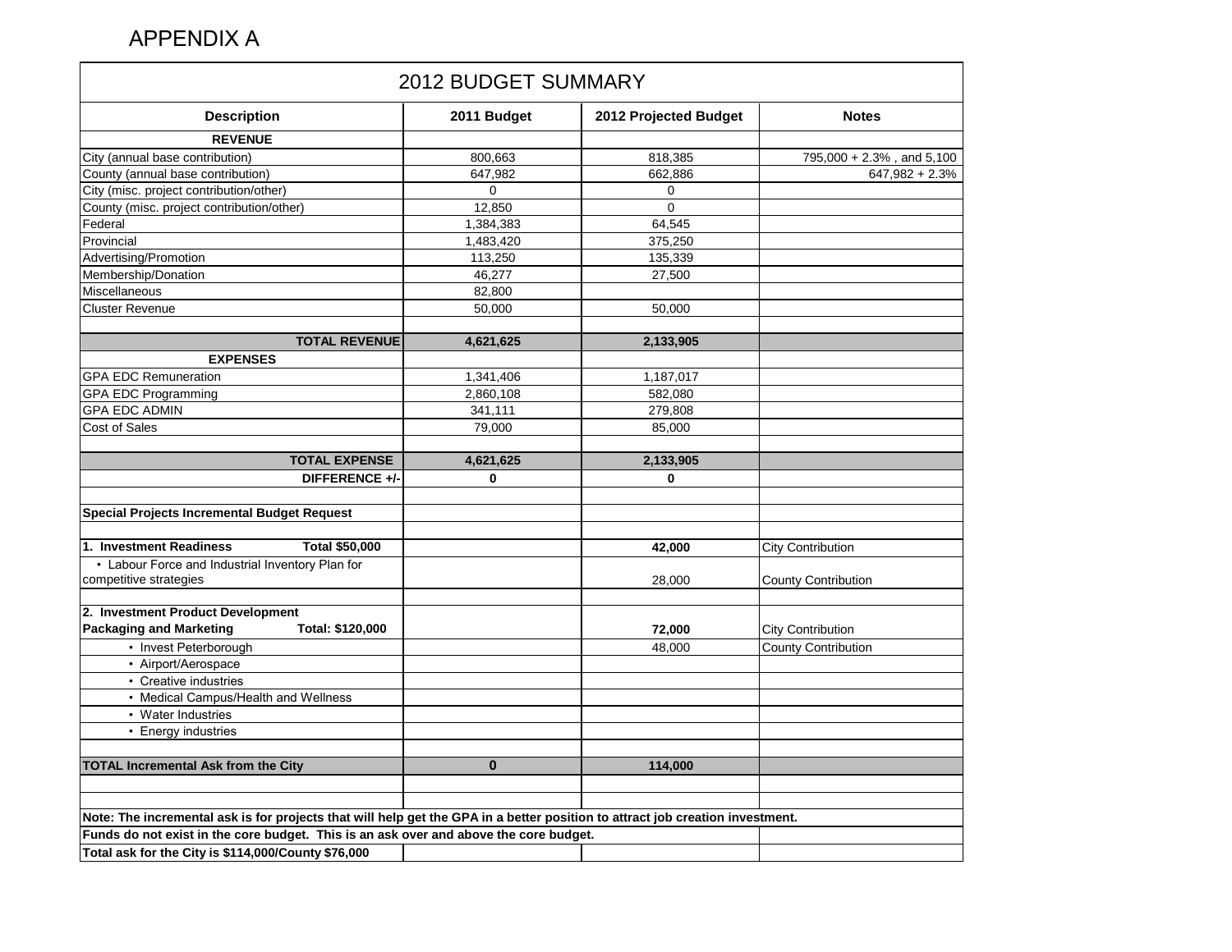APPENDIX A

| 2012 BUDGET SUMMARY | | | |
|---|---|---|---|
| **Description** | **2011 Budget** | **2012 Projected Budget** | **Notes** |
| **REVENUE** | | | |
| City (annual base contribution) | 800,663 | 818,385 | 795,000 + 2.3% , and 5,100 |
| County (annual base contribution) | 647,982 | 662,886 | 647,982 + 2.3% |
| City (misc. project contribution/other) | 0 | 0 | |
| County (misc. project contribution/other) | 12,850 | 0 | |
| Federal | 1,384,383 | 64,545 | |
| Provincial | 1,483,420 | 375,250 | |
| Advertising/Promotion | 113,250 | 135,339 | |
| Membership/Donation | 46,277 | 27,500 | |
| Miscellaneous | 82,800 | | |
| Cluster Revenue | 50,000 | 50,000 | |
| | | | |
| **TOTAL REVENUE** | **4,621,625** | **2,133,905** | |
| **EXPENSES** | | | |
| GPA EDC Remuneration | 1,341,406 | 1,187,017 | |
| GPA EDC Programming | 2,860,108 | 582,080 | |
| GPA EDC ADMIN | 341,111 | 279,808 | |
| Cost of Sales | 79,000 | 85,000 | |
| | | | |
| **TOTAL EXPENSE** | **4,621,625** | **2,133,905** | |
| **DIFFERENCE +/-** | **0** | **0** | |
| | | | |
| **Special Projects Incremental Budget Request** | | | |
| | | | |
| **1. Investment Readiness Total $50,000** | | **42,000** | City Contribution |
| • Labour Force and Industrial Inventory Plan for competitive strategies | | 28,000 | County Contribution |
| | | | |
| **2. Investment Product Development Packaging and Marketing Total: $120,000** | | **72,000** | City Contribution |
| • Invest Peterborough | | 48,000 | County Contribution |
| • Airport/Aerospace | | | |
| • Creative industries | | | |
| • Medical Campus/Health and Wellness | | | |
| • Water Industries | | | |
| • Energy industries | | | |
| | | | |
| **TOTAL Incremental Ask from the City** | **0** | **114,000** | |
| | | | |
| | | | |
| **Note: The incremental ask is for projects that will help get the GPA in a better position to attract job creation investment.** | | | |
| **Funds do not exist in the core budget. This is an ask over and above the core budget.** | | | |
| **Total ask for the City is $114,000/County $76,000** | | | |